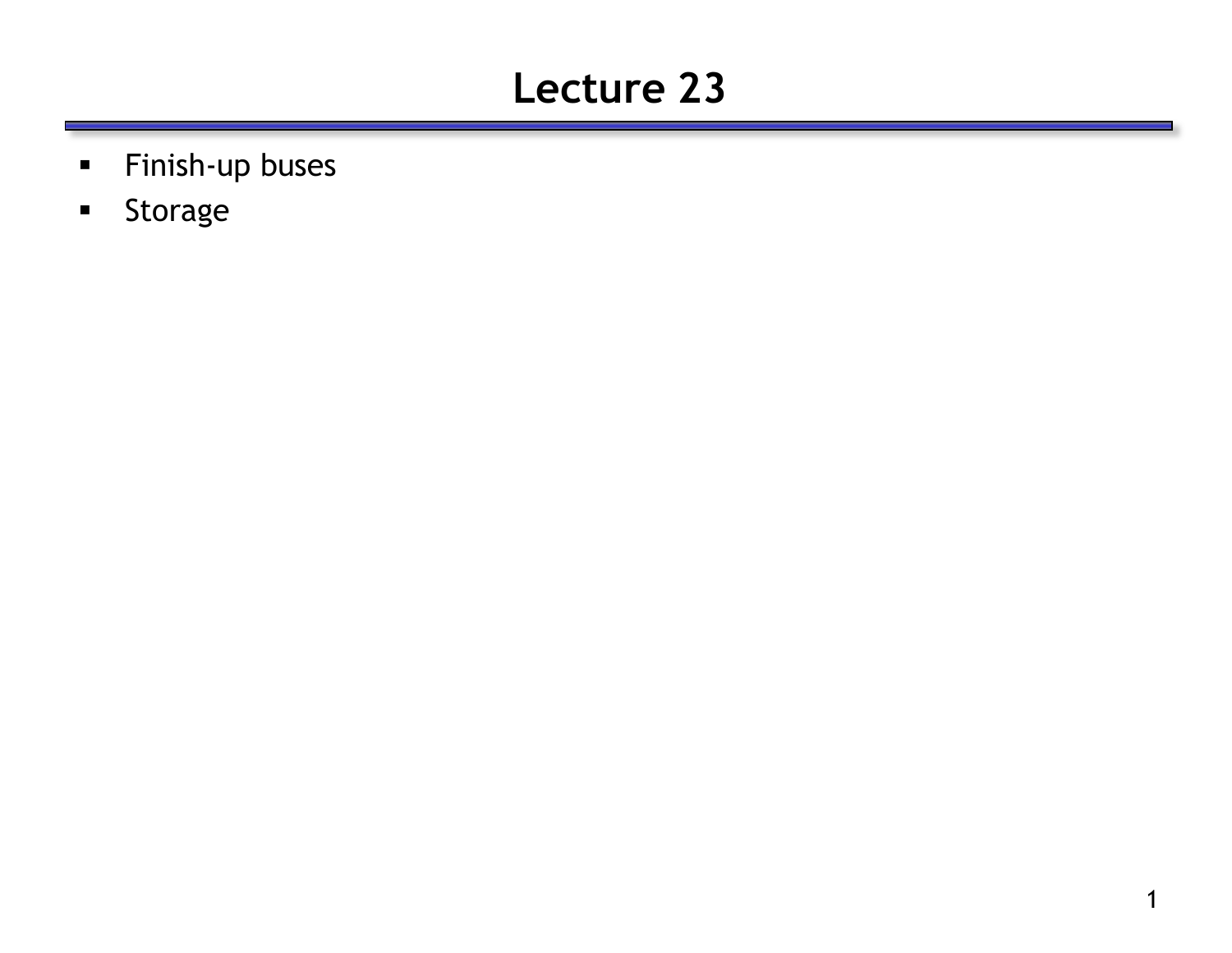# Lecture 23

- Finish-up buses
- Storage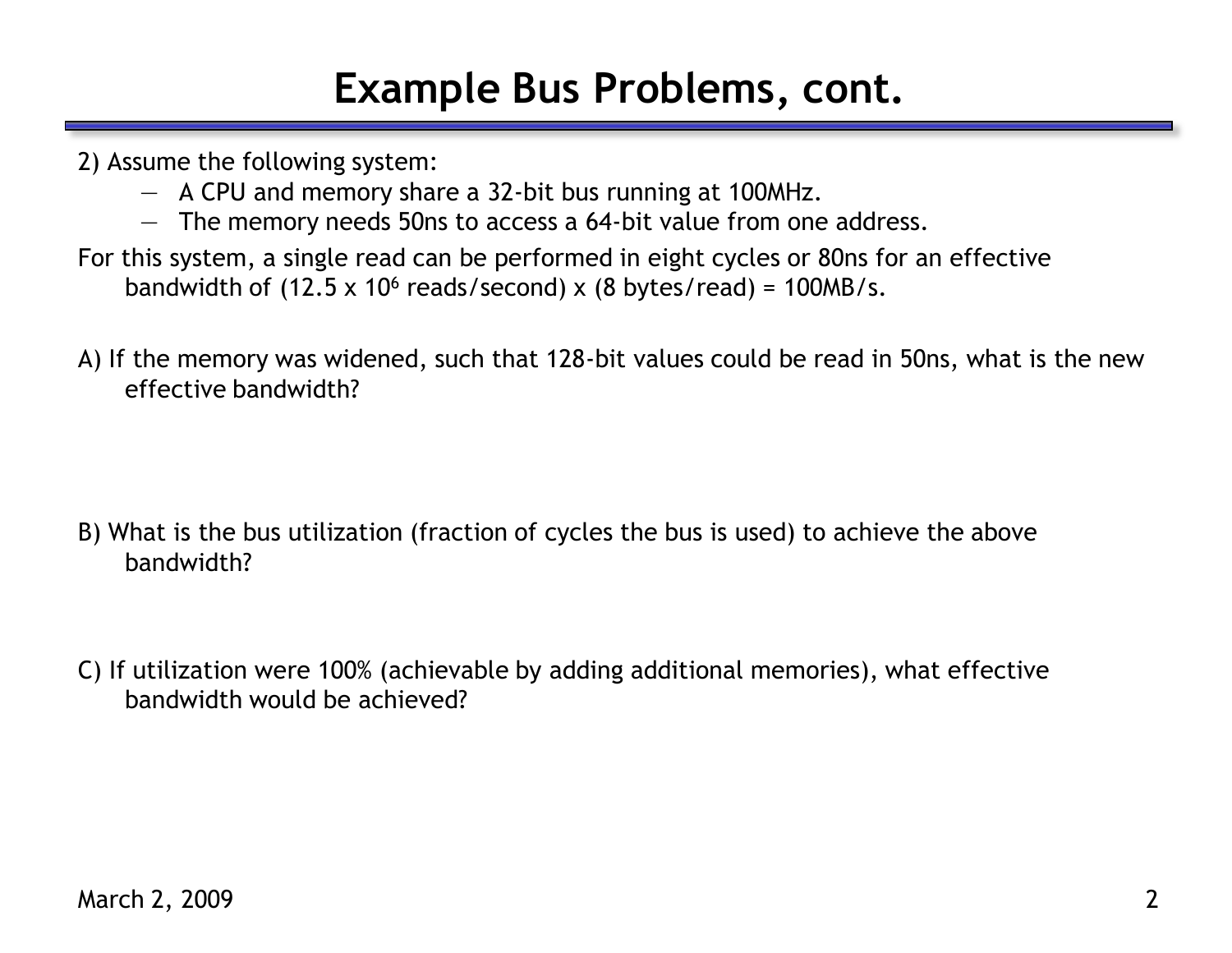# Example Bus Problems, cont.

2) Assume the following system:

- A CPU and memory share a 32-bit bus running at 100MHz.
- The memory needs 50ns to access a 64-bit value from one address.

For this system, a single read can be performed in eight cycles or 80ns for an effective bandwidth of (12.5 x $10^6$ reads/second) x (8 bytes/read) = 100MB/s.

A) If the memory was widened, such that 128-bit values could be read in 50ns, what is the new effective bandwidth?

B) What is the bus utilization (fraction of cycles the bus is used) to achieve the above bandwidth?

C) If utilization were 100% (achievable by adding additional memories), what effective bandwidth would be achieved?

March 2, 2009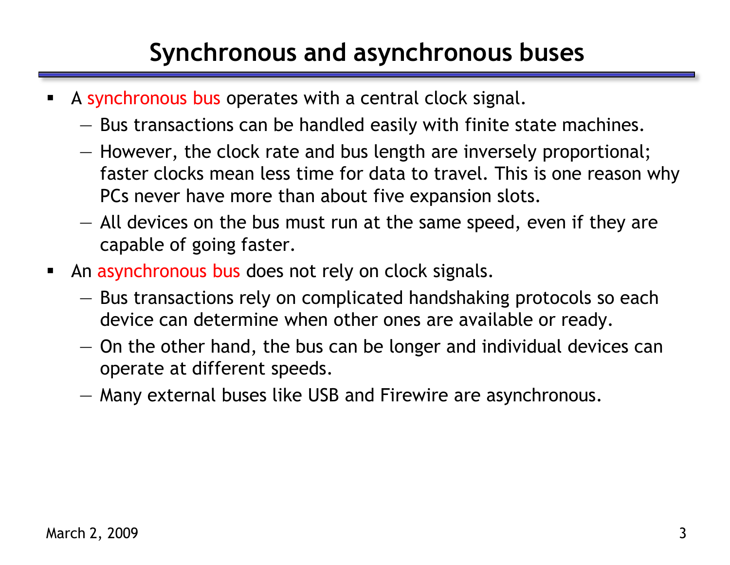# Synchronous and asynchronous buses

- A synchronous bus operates with a central clock signal.
  - Bus transactions can be handled easily with finite state machines.
  - However, the clock rate and bus length are inversely proportional; faster clocks mean less time for data to travel. This is one reason why PCs never have more than about five expansion slots.
  - All devices on the bus must run at the same speed, even if they are capable of going faster.
- An asynchronous bus does not rely on clock signals.
  - Bus transactions rely on complicated handshaking protocols so each device can determine when other ones are available or ready.
  - On the other hand, the bus can be longer and individual devices can operate at different speeds.
  - Many external buses like USB and Firewire are asynchronous.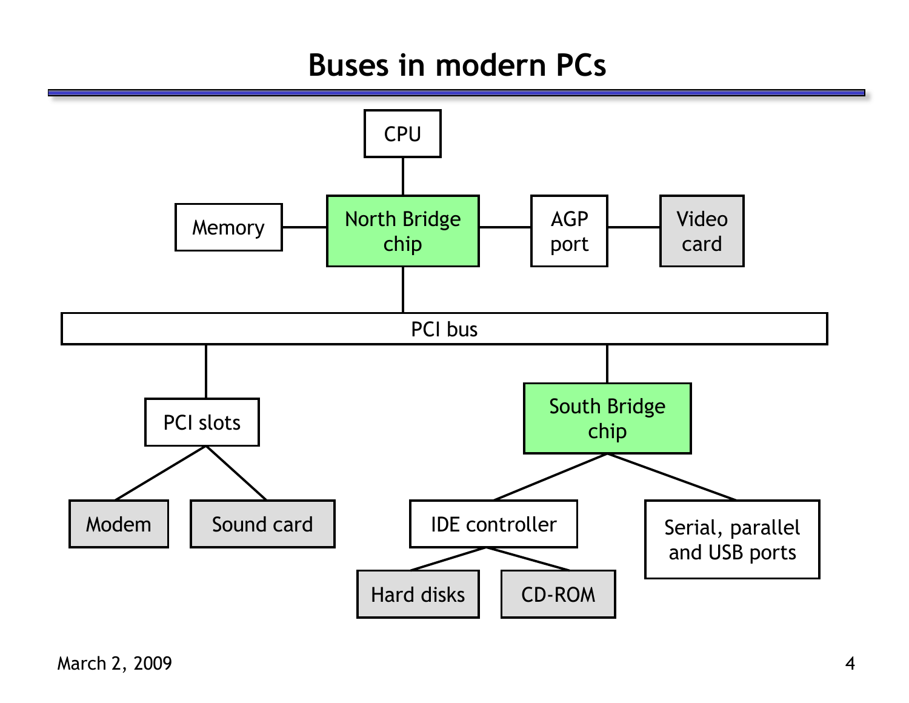# Buses in modern PCs

CPU

Memory — North Bridge chip — AGP port — Video card

PCI bus

PCI slots: Modem, Sound card

South Bridge chip: IDE controller (Hard disks, CD-ROM); Serial, parallel and USB ports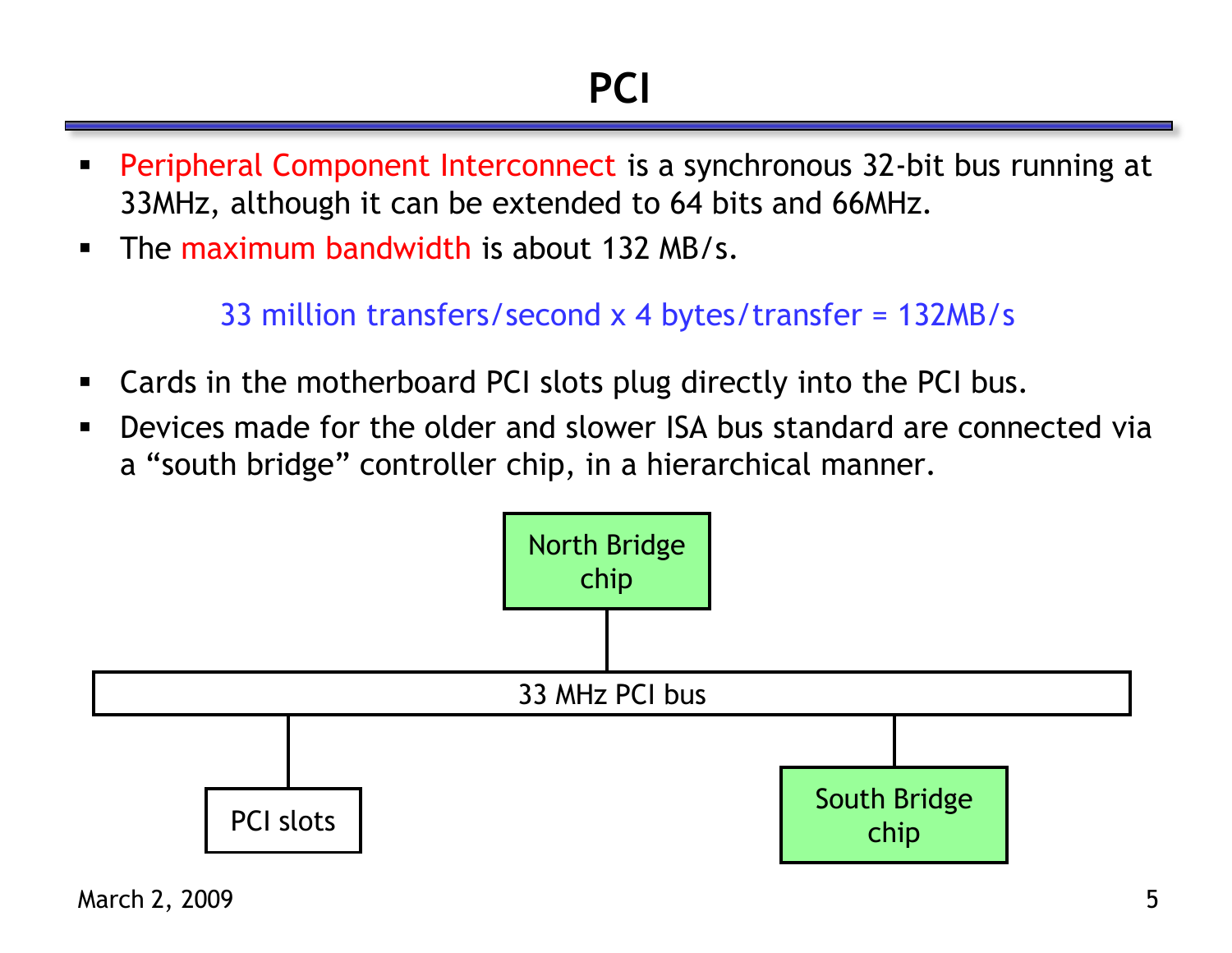# PCI

- Peripheral Component Interconnect is a synchronous 32-bit bus running at 33MHz, although it can be extended to 64 bits and 66MHz.
- The maximum bandwidth is about 132 MB/s.

33 million transfers/second x 4 bytes/transfer = 132MB/s

- Cards in the motherboard PCI slots plug directly into the PCI bus.
- Devices made for the older and slower ISA bus standard are connected via a "south bridge" controller chip, in a hierarchical manner.

North Bridge chip

33 MHz PCI bus

PCI slots

South Bridge chip

March 2, 2009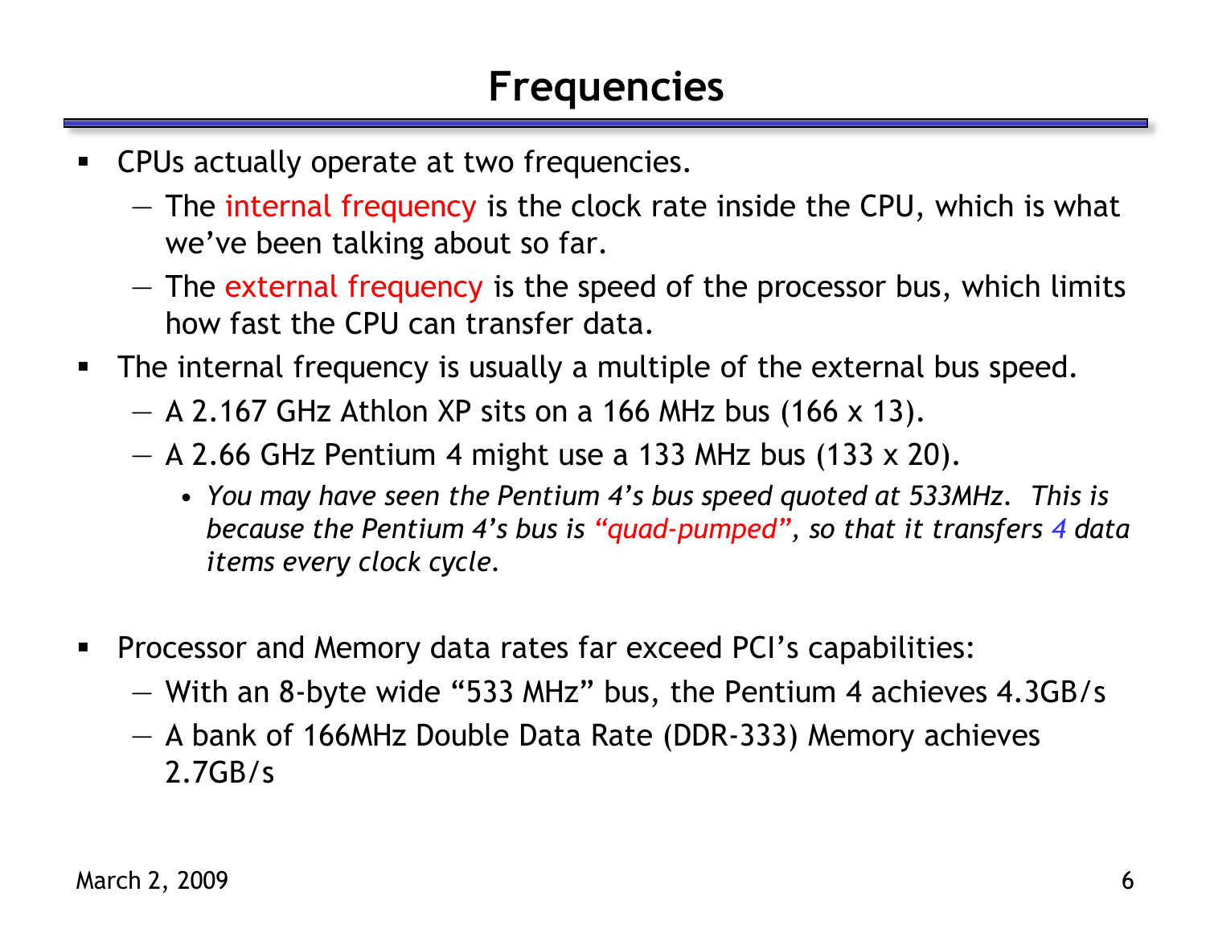# Frequencies

- CPUs actually operate at two frequencies.
  - The internal frequency is the clock rate inside the CPU, which is what we've been talking about so far.
  - The external frequency is the speed of the processor bus, which limits how fast the CPU can transfer data.
- The internal frequency is usually a multiple of the external bus speed.
  - A 2.167 GHz Athlon XP sits on a 166 MHz bus (166 x 13).
  - A 2.66 GHz Pentium 4 might use a 133 MHz bus (133 x 20).
    - *You may have seen the Pentium 4's bus speed quoted at 533MHz. This is because the Pentium 4's bus is "quad-pumped", so that it transfers 4 data items every clock cycle.*
- Processor and Memory data rates far exceed PCI's capabilities:
  - With an 8-byte wide "533 MHz" bus, the Pentium 4 achieves 4.3GB/s
  - A bank of 166MHz Double Data Rate (DDR-333) Memory achieves 2.7GB/s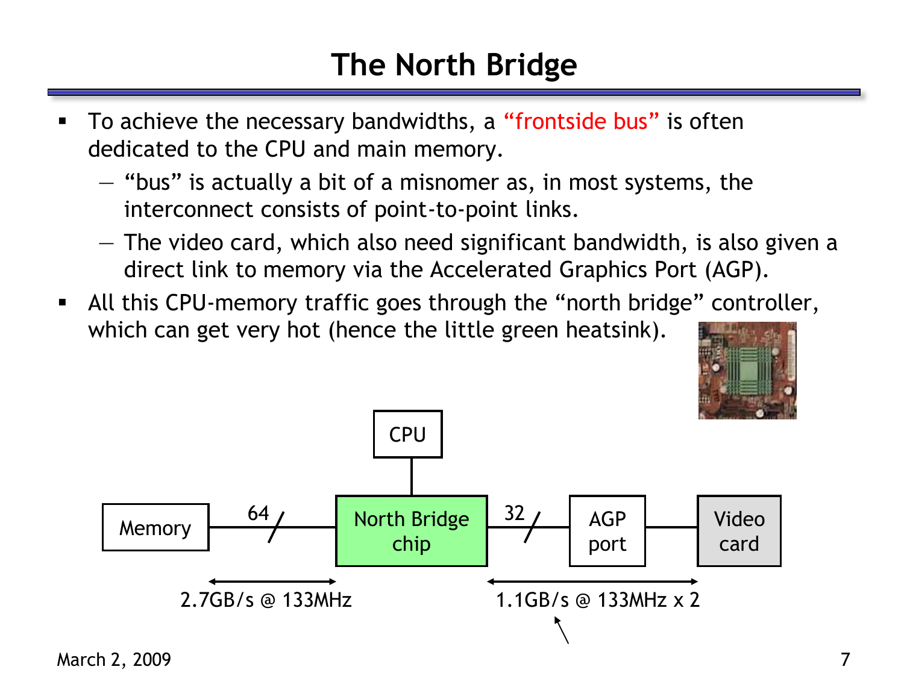# The North Bridge

- To achieve the necessary bandwidths, a "frontside bus" is often dedicated to the CPU and main memory.
  - "bus" is actually a bit of a misnomer as, in most systems, the interconnect consists of point-to-point links.
  - The video card, which also need significant bandwidth, is also given a direct link to memory via the Accelerated Graphics Port (AGP).
- All this CPU-memory traffic goes through the "north bridge" controller, which can get very hot (hence the little green heatsink).

CPU

Memory — 64 — North Bridge chip — 32 — AGP port — Video card

2.7GB/s @ 133MHz

1.1GB/s @ 133MHz x 2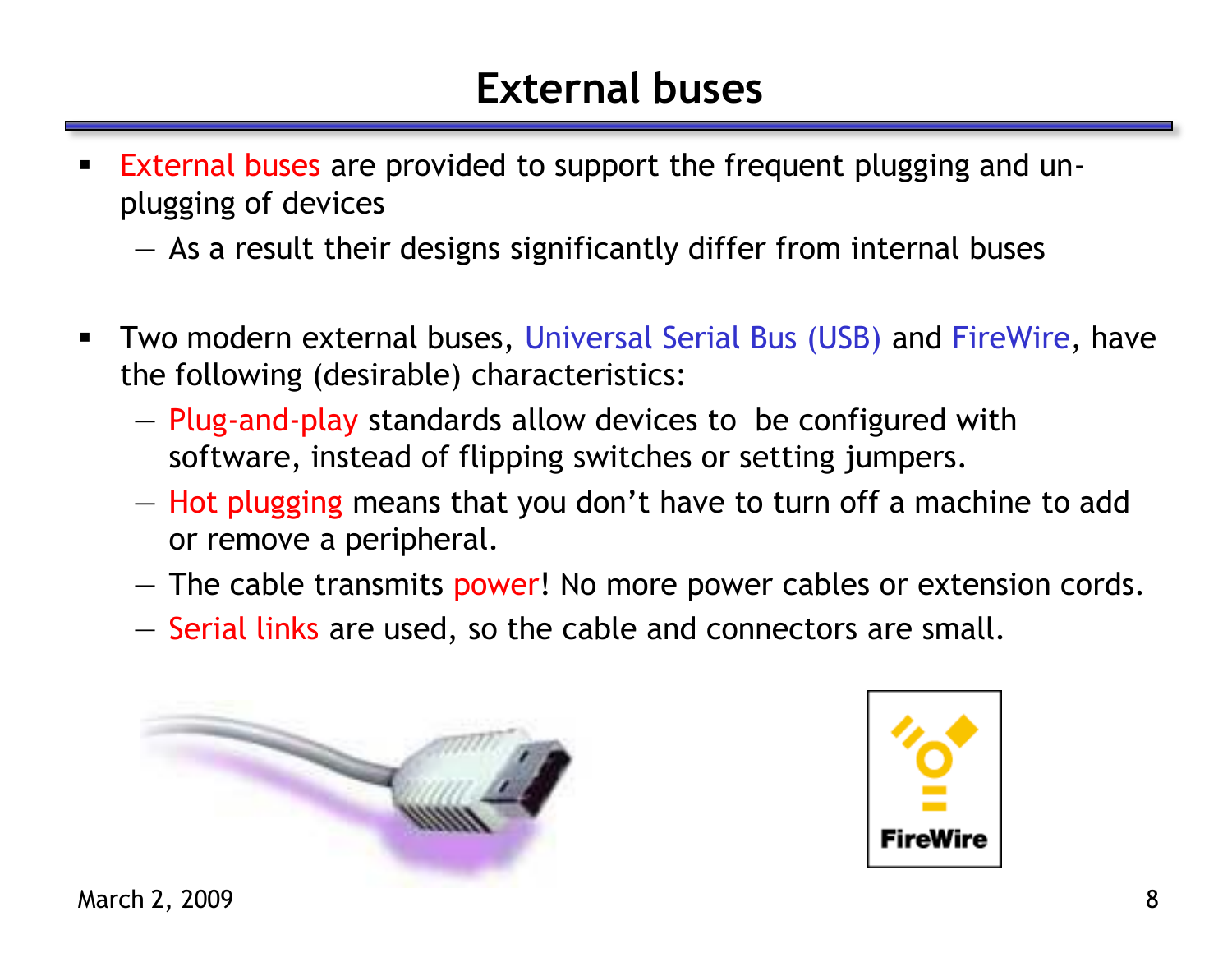# External buses

- External buses are provided to support the frequent plugging and un-plugging of devices
  - As a result their designs significantly differ from internal buses

- Two modern external buses, Universal Serial Bus (USB) and FireWire, have the following (desirable) characteristics:
  - Plug-and-play standards allow devices to be configured with software, instead of flipping switches or setting jumpers.
  - Hot plugging means that you don't have to turn off a machine to add or remove a peripheral.
  - The cable transmits power! No more power cables or extension cords.
  - Serial links are used, so the cable and connectors are small.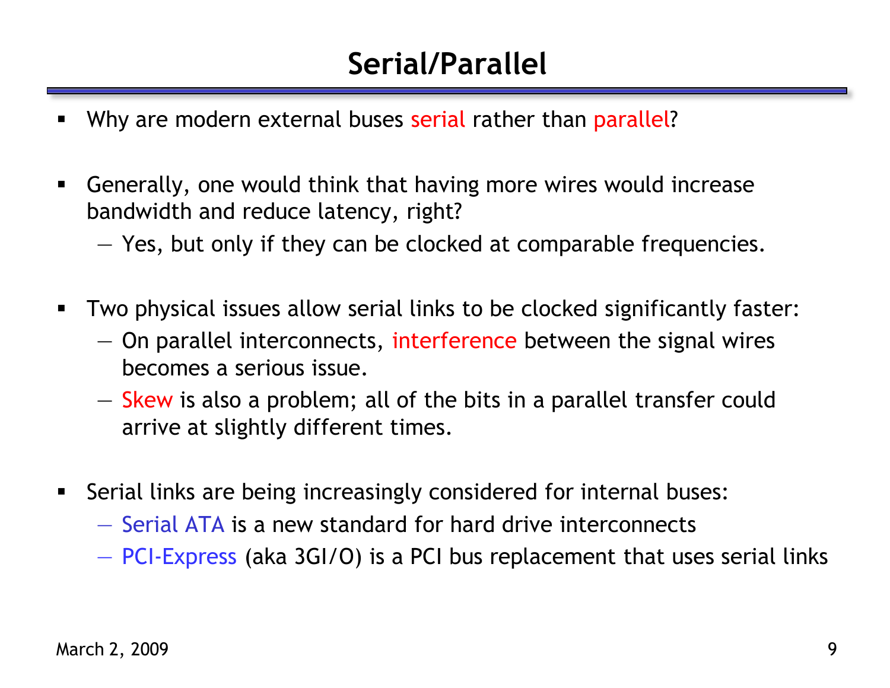# Serial/Parallel

- Why are modern external buses serial rather than parallel?
- Generally, one would think that having more wires would increase bandwidth and reduce latency, right?
  - Yes, but only if they can be clocked at comparable frequencies.
- Two physical issues allow serial links to be clocked significantly faster:
  - On parallel interconnects, interference between the signal wires becomes a serious issue.
  - Skew is also a problem; all of the bits in a parallel transfer could arrive at slightly different times.
- Serial links are being increasingly considered for internal buses:
  - Serial ATA is a new standard for hard drive interconnects
  - PCI-Express (aka 3GI/O) is a PCI bus replacement that uses serial links

March 2, 2009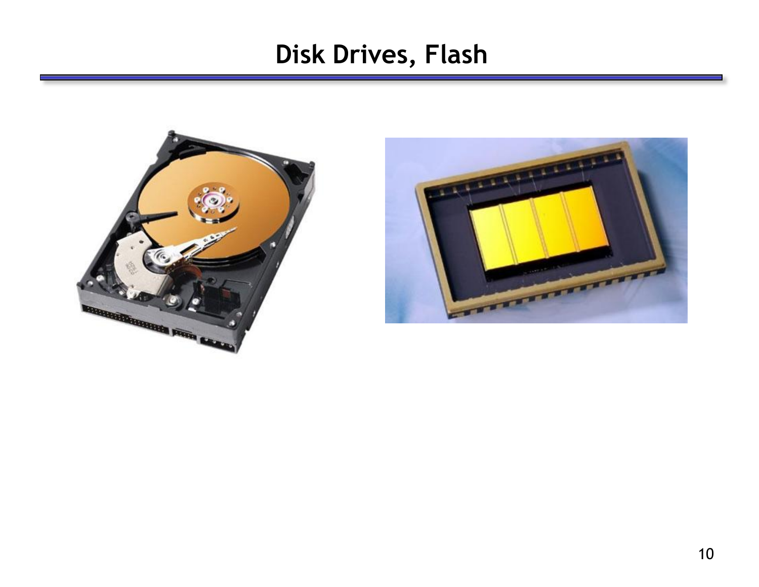# Disk Drives, Flash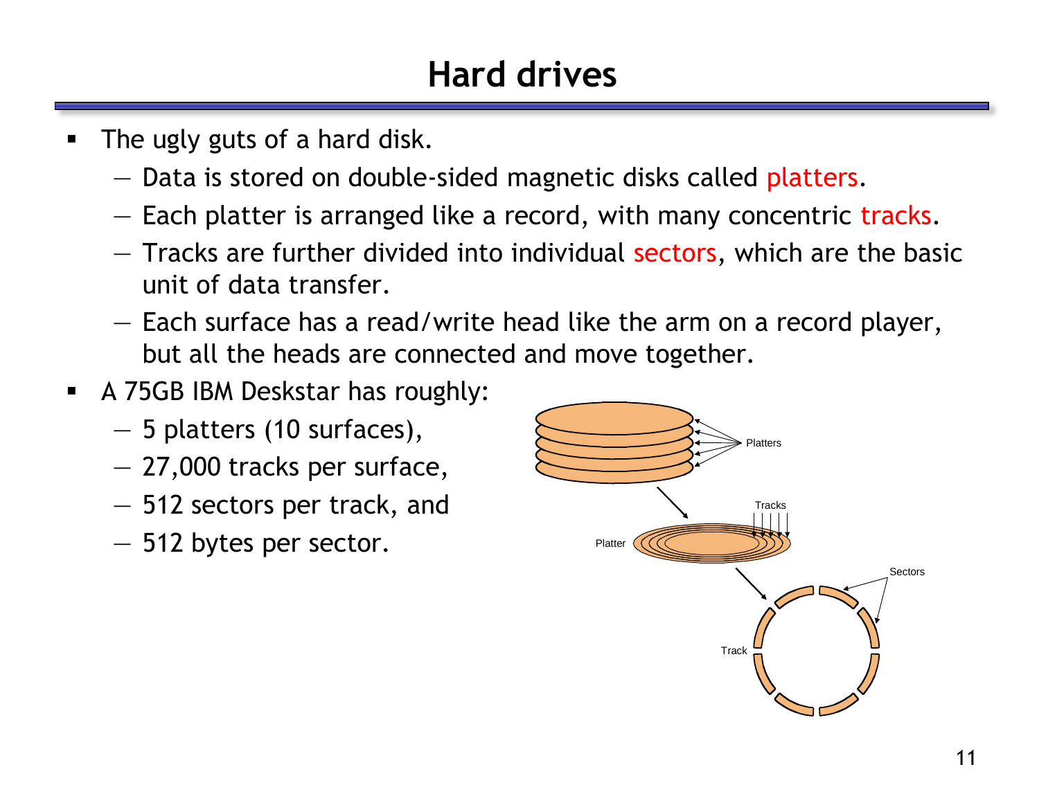# Hard drives

- The ugly guts of a hard disk.
  - Data is stored on double-sided magnetic disks called platters.
  - Each platter is arranged like a record, with many concentric tracks.
  - Tracks are further divided into individual sectors, which are the basic unit of data transfer.
  - Each surface has a read/write head like the arm on a record player, but all the heads are connected and move together.
- A 75GB IBM Deskstar has roughly:
  - 5 platters (10 surfaces),
  - 27,000 tracks per surface,
  - 512 sectors per track, and
  - 512 bytes per sector.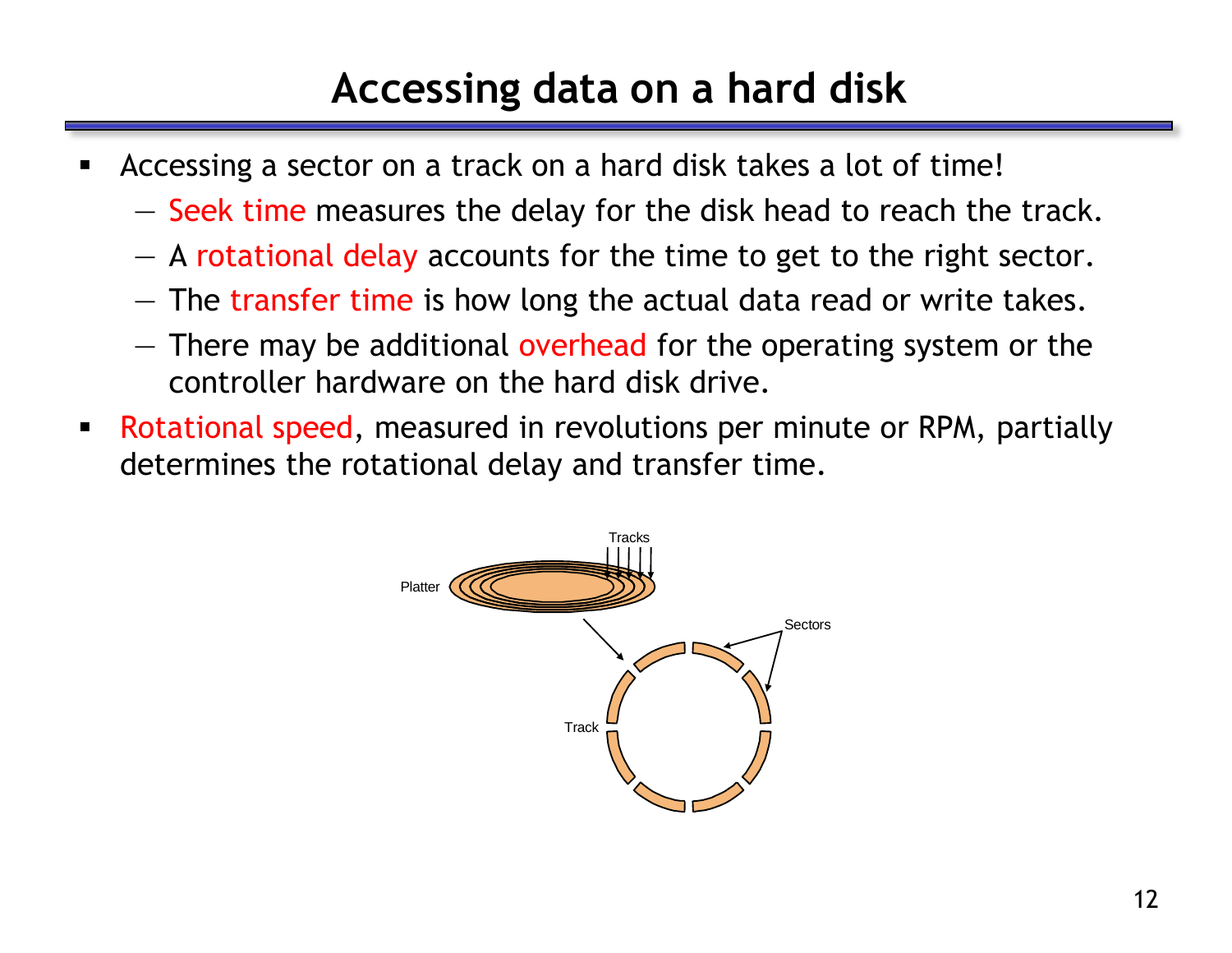# Accessing data on a hard disk

- Accessing a sector on a track on a hard disk takes a lot of time!
  - Seek time measures the delay for the disk head to reach the track.
  - A rotational delay accounts for the time to get to the right sector.
  - The transfer time is how long the actual data read or write takes.
  - There may be additional overhead for the operating system or the controller hardware on the hard disk drive.
- Rotational speed, measured in revolutions per minute or RPM, partially determines the rotational delay and transfer time.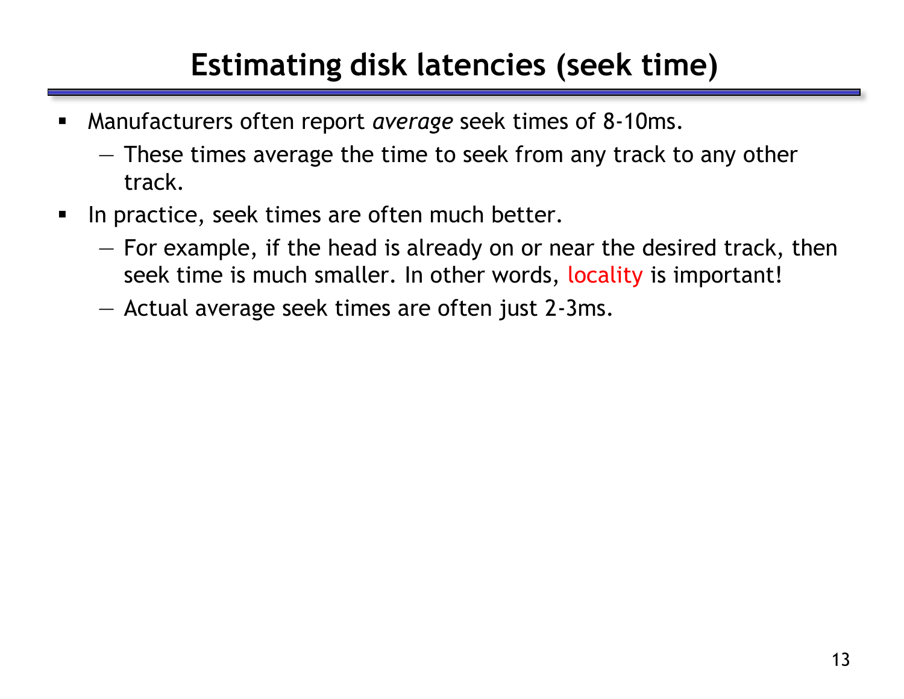# Estimating disk latencies (seek time)

- Manufacturers often report *average* seek times of 8-10ms.
  - These times average the time to seek from any track to any other track.
- In practice, seek times are often much better.
  - For example, if the head is already on or near the desired track, then seek time is much smaller. In other words, locality is important!
  - Actual average seek times are often just 2-3ms.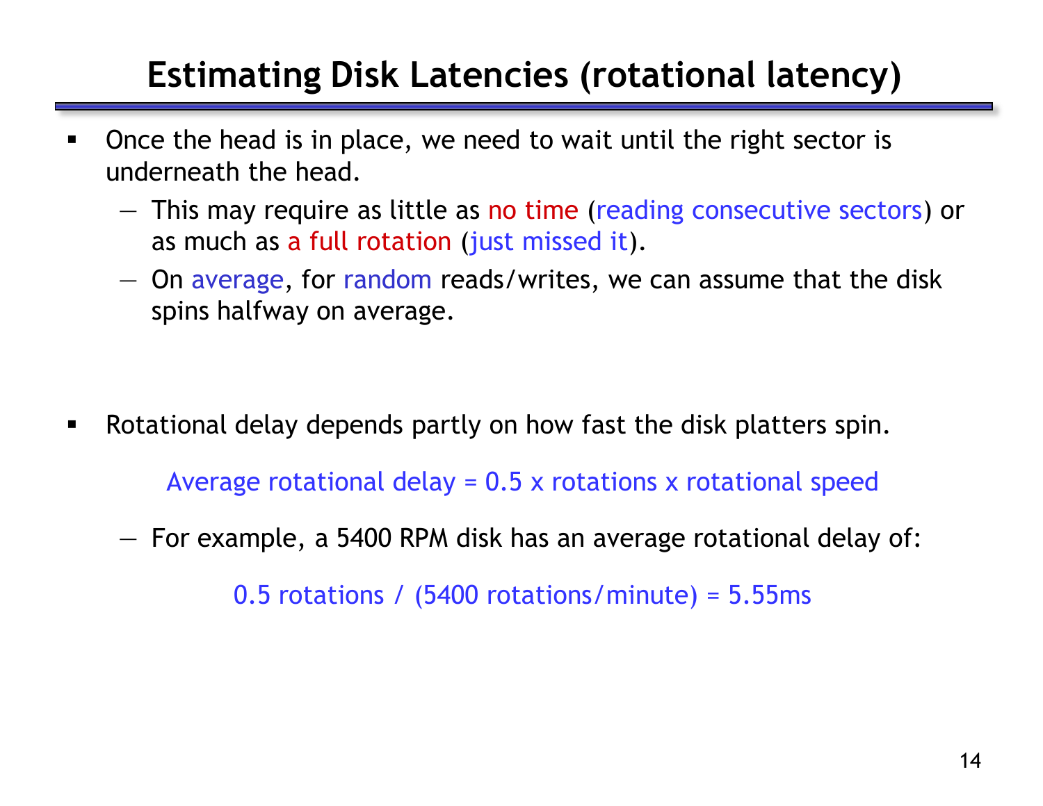# Estimating Disk Latencies (rotational latency)

- Once the head is in place, we need to wait until the right sector is underneath the head.
  - This may require as little as no time (reading consecutive sectors) or as much as a full rotation (just missed it).
  - On average, for random reads/writes, we can assume that the disk spins halfway on average.

- Rotational delay depends partly on how fast the disk platters spin.

  Average rotational delay = 0.5 x rotations x rotational speed

  - For example, a 5400 RPM disk has an average rotational delay of:

    0.5 rotations / (5400 rotations/minute) = 5.55ms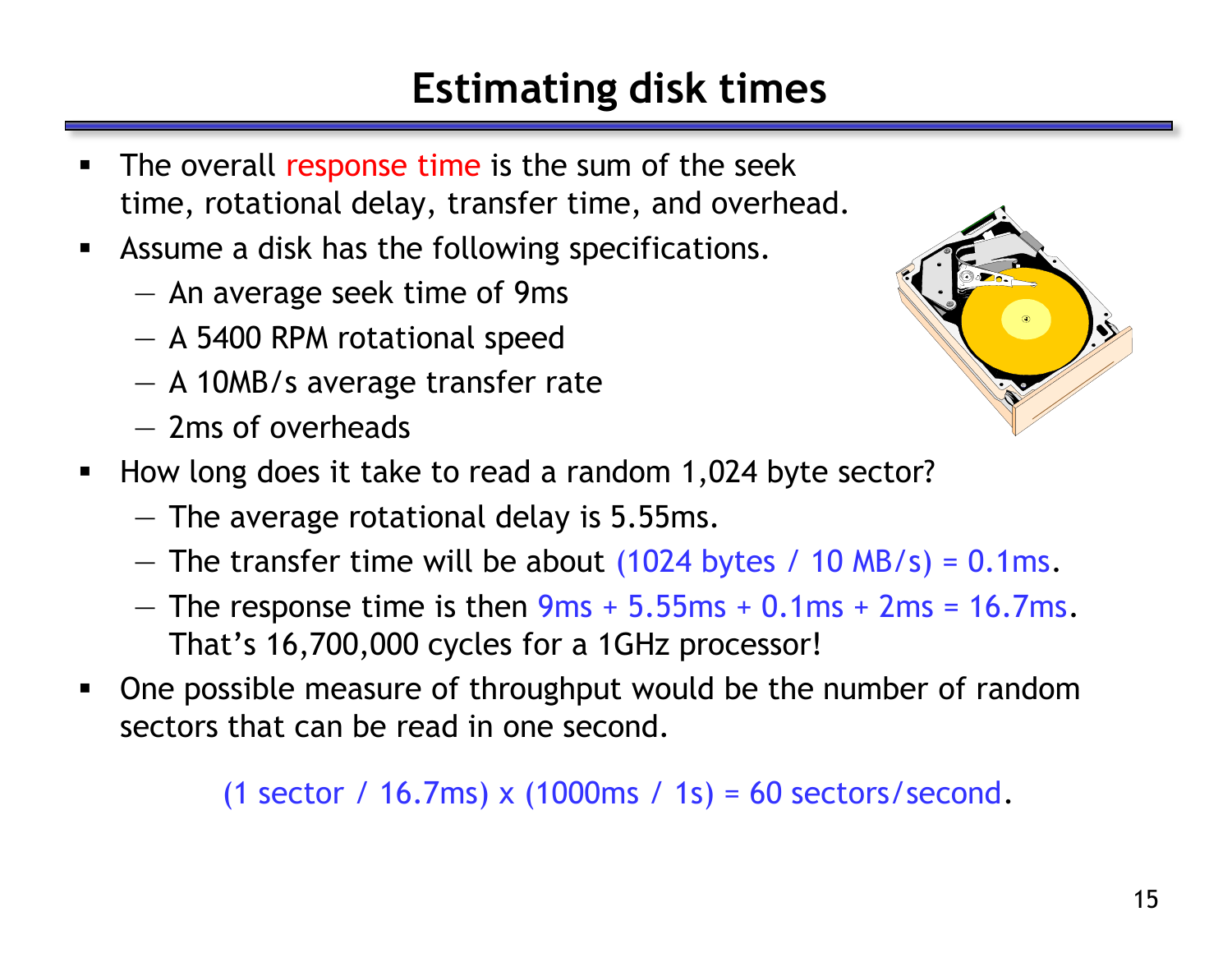# Estimating disk times

- The overall response time is the sum of the seek time, rotational delay, transfer time, and overhead.
- Assume a disk has the following specifications.
  - An average seek time of 9ms
  - A 5400 RPM rotational speed
  - A 10MB/s average transfer rate
  - 2ms of overheads
- How long does it take to read a random 1,024 byte sector?
  - The average rotational delay is 5.55ms.
  - The transfer time will be about (1024 bytes / 10 MB/s) = 0.1ms.
  - The response time is then 9ms + 5.55ms + 0.1ms + 2ms = 16.7ms. That's 16,700,000 cycles for a 1GHz processor!
- One possible measure of throughput would be the number of random sectors that can be read in one second.

(1 sector / 16.7ms) x (1000ms / 1s) = 60 sectors/second.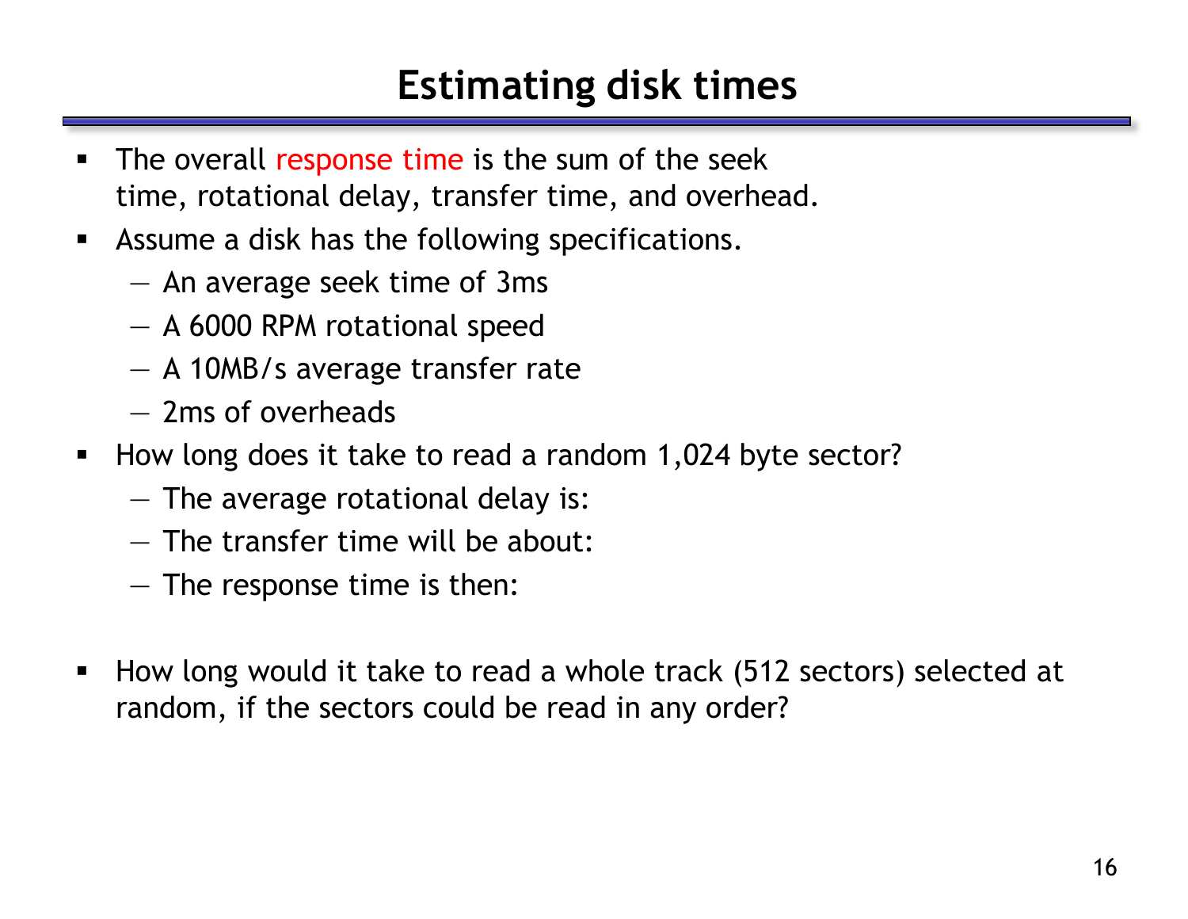# Estimating disk times

- The overall response time is the sum of the seek time, rotational delay, transfer time, and overhead.
- Assume a disk has the following specifications.
  - An average seek time of 3ms
  - A 6000 RPM rotational speed
  - A 10MB/s average transfer rate
  - 2ms of overheads
- How long does it take to read a random 1,024 byte sector?
  - The average rotational delay is:
  - The transfer time will be about:
  - The response time is then:
- How long would it take to read a whole track (512 sectors) selected at random, if the sectors could be read in any order?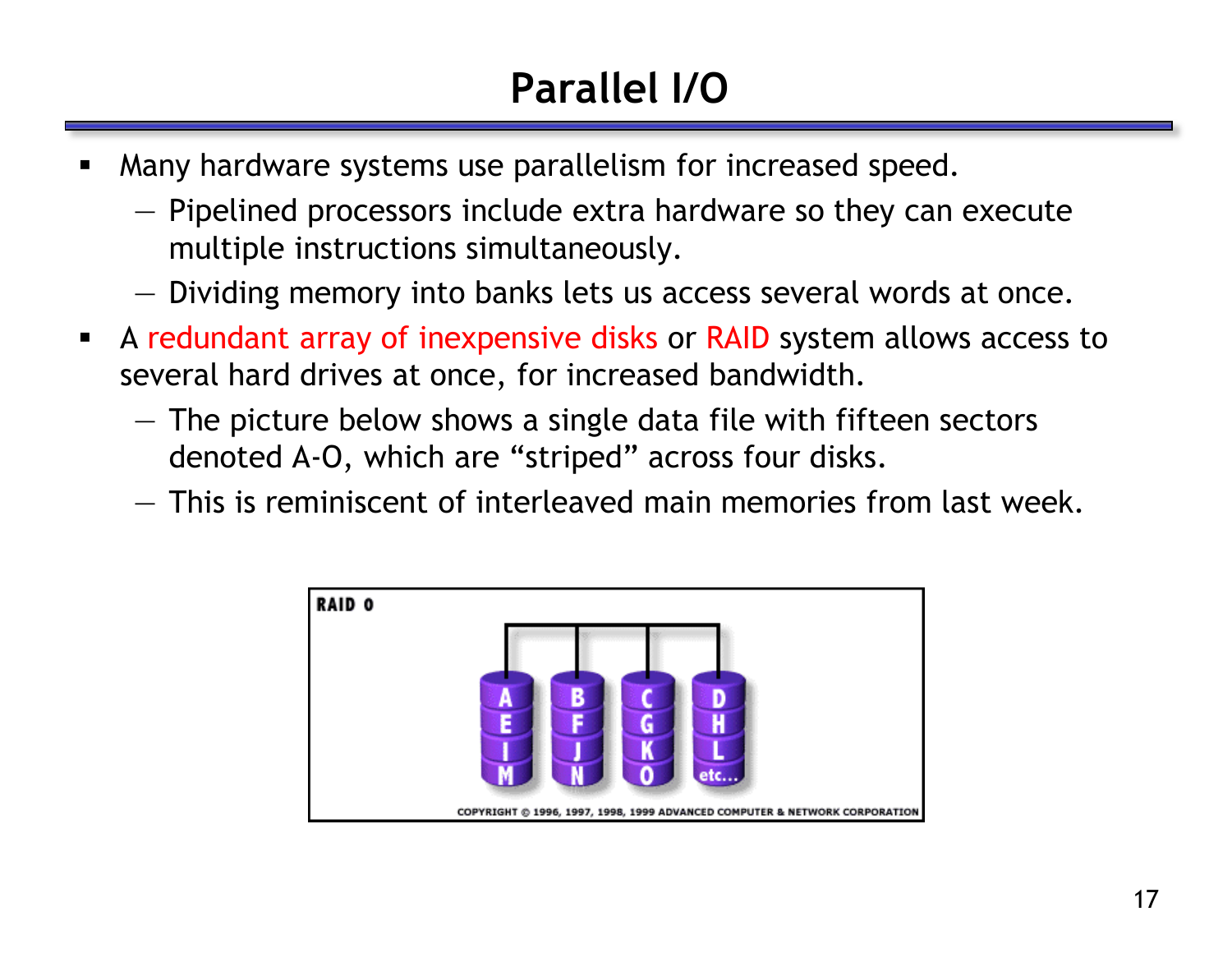# Parallel I/O

- Many hardware systems use parallelism for increased speed.
  - Pipelined processors include extra hardware so they can execute multiple instructions simultaneously.
  - Dividing memory into banks lets us access several words at once.
- A redundant array of inexpensive disks or RAID system allows access to several hard drives at once, for increased bandwidth.
  - The picture below shows a single data file with fifteen sectors denoted A-O, which are “striped” across four disks.
  - This is reminiscent of interleaved main memories from last week.

RAID 0

A E I M

B F J N

C G K O

D H L etc...

COPYRIGHT © 1996, 1997, 1998, 1999 ADVANCED COMPUTER & NETWORK CORPORATION